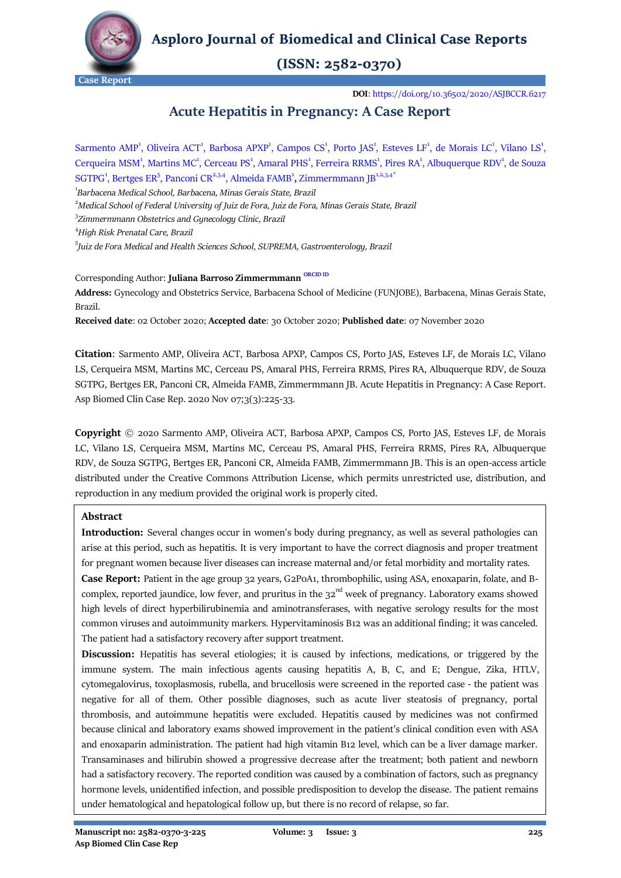Asploro Journal of Biomedical and Clinical Case Reports

(ISSN: 2582-0370)

Case Report

**DOI**: https://doi.org/10.36502/2020/ASJBCCR.6217

# Acute Hepatitis in Pregnancy: A Case Report

Sarmento AMP[1], Oliveira ACT[1], Barbosa APXP[1], Campos CS[1], Porto JAS[1], Esteves LF[1], de Morais LC[1], Vilano LS[1], Cerqueira MSM[1], Martins MC[1], Cerceau PS[1], Amaral PHS[1], Ferreira RRMS[1], Pires RA[1], Albuquerque RDV[1], de Souza SGTPG[1], Bertges ER[5], Panconi CR[2,3,4], Almeida FAMB[1], Zimmermmann JB[1,2,3,4*]

[1]*Barbacena Medical School, Barbacena, Minas Gerais State, Brazil*

[2]*Medical School of Federal University of Juiz de Fora, Juiz de Fora, Minas Gerais State, Brazil*

[3]*Zimmermmann Obstetrics and Gynecology Clinic, Brazil*

[4]*High Risk Prenatal Care, Brazil*

[5]*Juiz de Fora Medical and Health Sciences School, SUPREMA, Gastroenterology, Brazil*

Corresponding Author: **Juliana Barroso Zimmermmann** ORCID ID

**Address:** Gynecology and Obstetrics Service, Barbacena School of Medicine (FUNJOBE), Barbacena, Minas Gerais State, Brazil.

**Received date**: 02 October 2020; **Accepted date**: 30 October 2020; **Published date**: 07 November 2020

**Citation**: Sarmento AMP, Oliveira ACT, Barbosa APXP, Campos CS, Porto JAS, Esteves LF, de Morais LC, Vilano LS, Cerqueira MSM, Martins MC, Cerceau PS, Amaral PHS, Ferreira RRMS, Pires RA, Albuquerque RDV, de Souza SGTPG, Bertges ER, Panconi CR, Almeida FAMB, Zimmermmann JB. Acute Hepatitis in Pregnancy: A Case Report. Asp Biomed Clin Case Rep. 2020 Nov 07;3(3):225-33.

**Copyright** © 2020 Sarmento AMP, Oliveira ACT, Barbosa APXP, Campos CS, Porto JAS, Esteves LF, de Morais LC, Vilano LS, Cerqueira MSM, Martins MC, Cerceau PS, Amaral PHS, Ferreira RRMS, Pires RA, Albuquerque RDV, de Souza SGTPG, Bertges ER, Panconi CR, Almeida FAMB, Zimmermmann JB. This is an open-access article distributed under the Creative Commons Attribution License, which permits unrestricted use, distribution, and reproduction in any medium provided the original work is properly cited.

## Abstract

**Introduction:** Several changes occur in women's body during pregnancy, as well as several pathologies can arise at this period, such as hepatitis. It is very important to have the correct diagnosis and proper treatment for pregnant women because liver diseases can increase maternal and/or fetal morbidity and mortality rates.

**Case Report:** Patient in the age group 32 years, G2P0A1, thrombophilic, using ASA, enoxaparin, folate, and B-complex, reported jaundice, low fever, and pruritus in the 32nd week of pregnancy. Laboratory exams showed high levels of direct hyperbilirubinemia and aminotransferases, with negative serology results for the most common viruses and autoimmunity markers. Hypervitaminosis B12 was an additional finding; it was canceled. The patient had a satisfactory recovery after support treatment.

**Discussion:** Hepatitis has several etiologies; it is caused by infections, medications, or triggered by the immune system. The main infectious agents causing hepatitis A, B, C, and E; Dengue, Zika, HTLV, cytomegalovirus, toxoplasmosis, rubella, and brucellosis were screened in the reported case - the patient was negative for all of them. Other possible diagnoses, such as acute liver steatosis of pregnancy, portal thrombosis, and autoimmune hepatitis were excluded. Hepatitis caused by medicines was not confirmed because clinical and laboratory exams showed improvement in the patient's clinical condition even with ASA and enoxaparin administration. The patient had high vitamin B12 level, which can be a liver damage marker. Transaminases and bilirubin showed a progressive decrease after the treatment; both patient and newborn had a satisfactory recovery. The reported condition was caused by a combination of factors, such as pregnancy hormone levels, unidentified infection, and possible predisposition to develop the disease. The patient remains under hematological and hepatological follow up, but there is no record of relapse, so far.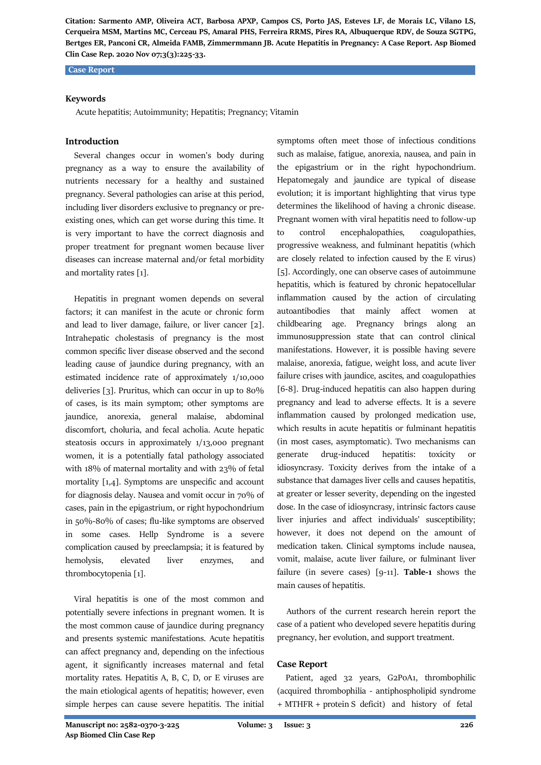### Keywords

Acute hepatitis; Autoimmunity; Hepatitis; Pregnancy; Vitamin

## Introduction

Several changes occur in women's body during pregnancy as a way to ensure the availability of nutrients necessary for a healthy and sustained pregnancy. Several pathologies can arise at this period, including liver disorders exclusive to pregnancy or pre-existing ones, which can get worse during this time. It is very important to have the correct diagnosis and proper treatment for pregnant women because liver diseases can increase maternal and/or fetal morbidity and mortality rates [1].

Hepatitis in pregnant women depends on several factors; it can manifest in the acute or chronic form and lead to liver damage, failure, or liver cancer [2]. Intrahepatic cholestasis of pregnancy is the most common specific liver disease observed and the second leading cause of jaundice during pregnancy, with an estimated incidence rate of approximately 1/10,000 deliveries [3]. Pruritus, which can occur in up to 80% of cases, is its main symptom; other symptoms are jaundice, anorexia, general malaise, abdominal discomfort, choluria, and fecal acholia. Acute hepatic steatosis occurs in approximately 1/13,000 pregnant women, it is a potentially fatal pathology associated with 18% of maternal mortality and with 23% of fetal mortality [1,4]. Symptoms are unspecific and account for diagnosis delay. Nausea and vomit occur in 70% of cases, pain in the epigastrium, or right hypochondrium in 50%-80% of cases; flu-like symptoms are observed in some cases. Hellp Syndrome is a severe complication caused by preeclampsia; it is featured by hemolysis, elevated liver enzymes, and thrombocytopenia [1].

Viral hepatitis is one of the most common and potentially severe infections in pregnant women. It is the most common cause of jaundice during pregnancy and presents systemic manifestations. Acute hepatitis can affect pregnancy and, depending on the infectious agent, it significantly increases maternal and fetal mortality rates. Hepatitis A, B, C, D, or E viruses are the main etiological agents of hepatitis; however, even simple herpes can cause severe hepatitis. The initial symptoms often meet those of infectious conditions such as malaise, fatigue, anorexia, nausea, and pain in the epigastrium or in the right hypochondrium. Hepatomegaly and jaundice are typical of disease evolution; it is important highlighting that virus type determines the likelihood of having a chronic disease. Pregnant women with viral hepatitis need to follow-up to control encephalopathies, coagulopathies, progressive weakness, and fulminant hepatitis (which are closely related to infection caused by the E virus) [5]. Accordingly, one can observe cases of autoimmune hepatitis, which is featured by chronic hepatocellular inflammation caused by the action of circulating autoantibodies that mainly affect women at childbearing age. Pregnancy brings along an immunosuppression state that can control clinical manifestations. However, it is possible having severe malaise, anorexia, fatigue, weight loss, and acute liver failure crises with jaundice, ascites, and coagulopathies [6-8]. Drug-induced hepatitis can also happen during pregnancy and lead to adverse effects. It is a severe inflammation caused by prolonged medication use, which results in acute hepatitis or fulminant hepatitis (in most cases, asymptomatic). Two mechanisms can generate drug-induced hepatitis: toxicity or idiosyncrasy. Toxicity derives from the intake of a substance that damages liver cells and causes hepatitis, at greater or lesser severity, depending on the ingested dose. In the case of idiosyncrasy, intrinsic factors cause liver injuries and affect individuals' susceptibility; however, it does not depend on the amount of medication taken. Clinical symptoms include nausea, vomit, malaise, acute liver failure, or fulminant liver failure (in severe cases) [9-11]. **Table-1** shows the main causes of hepatitis.

Authors of the current research herein report the case of a patient who developed severe hepatitis during pregnancy, her evolution, and support treatment.

## Case Report

Patient, aged 32 years, G2P0A1, thrombophilic (acquired thrombophilia - antiphospholipid syndrome + MTHFR + protein S deficit) and history of fetal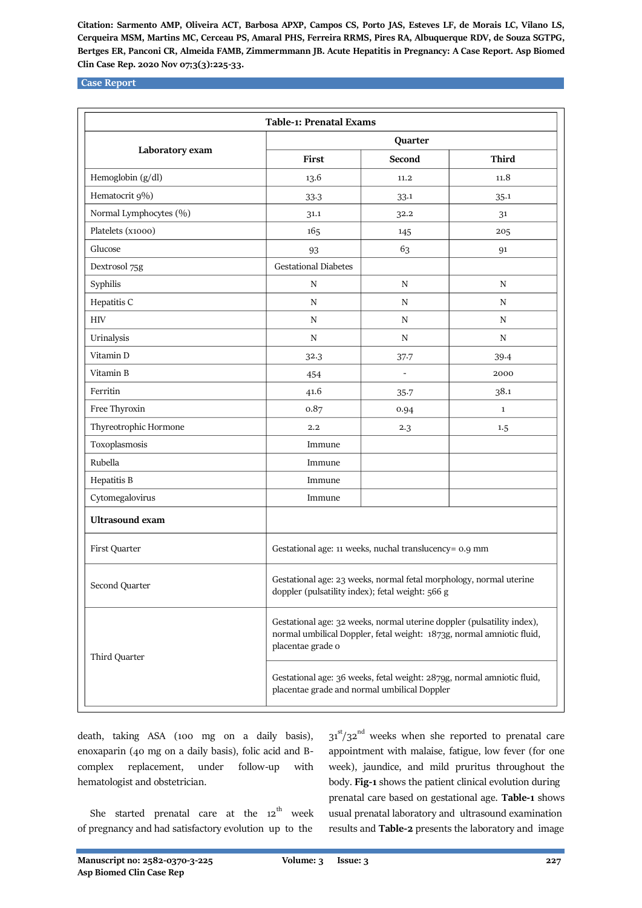| Table-1: Prenatal Exams | | | |
|---|---|---|---|
| Laboratory exam | Quarter | | |
| | First | Second | Third |
| Hemoglobin (g/dl) | 13.6 | 11.2 | 11.8 |
| Hematocrit 9%) | 33.3 | 33.1 | 35.1 |
| Normal Lymphocytes (%) | 31.1 | 32.2 | 31 |
| Platelets (x1000) | 165 | 145 | 205 |
| Glucose | 93 | 63 | 91 |
| Dextrosol 75g | Gestational Diabetes | | |
| Syphilis | N | N | N |
| Hepatitis C | N | N | N |
| HIV | N | N | N |
| Urinalysis | N | N | N |
| Vitamin D | 32.3 | 37.7 | 39.4 |
| Vitamin B | 454 | - | 2000 |
| Ferritin | 41.6 | 35.7 | 38.1 |
| Free Thyroxin | 0.87 | 0.94 | 1 |
| Thyreotrophic Hormone | 2.2 | 2.3 | 1.5 |
| Toxoplasmosis | Immune | | |
| Rubella | Immune | | |
| Hepatitis B | Immune | | |
| Cytomegalovirus | Immune | | |
| **Ultrasound exam** | | | |
| First Quarter | Gestational age: 11 weeks, nuchal translucency= 0.9 mm | | |
| Second Quarter | Gestational age: 23 weeks, normal fetal morphology, normal uterine doppler (pulsatility index); fetal weight: 566 g | | |
| Third Quarter | Gestational age: 32 weeks, normal uterine doppler (pulsatility index), normal umbilical Doppler, fetal weight: 1873g, normal amniotic fluid, placentae grade 0 | | |
| | Gestational age: 36 weeks, fetal weight: 2879g, normal amniotic fluid, placentae grade and normal umbilical Doppler | | |

death, taking ASA (100 mg on a daily basis), enoxaparin (40 mg on a daily basis), folic acid and B-complex replacement, under follow-up with hematologist and obstetrician.

She started prenatal care at the 12th week of pregnancy and had satisfactory evolution up to the 31st/32nd weeks when she reported to prenatal care appointment with malaise, fatigue, low fever (for one week), jaundice, and mild pruritus throughout the body. **Fig-1** shows the patient clinical evolution during prenatal care based on gestational age. **Table-1** shows usual prenatal laboratory and ultrasound examination results and **Table-2** presents the laboratory and image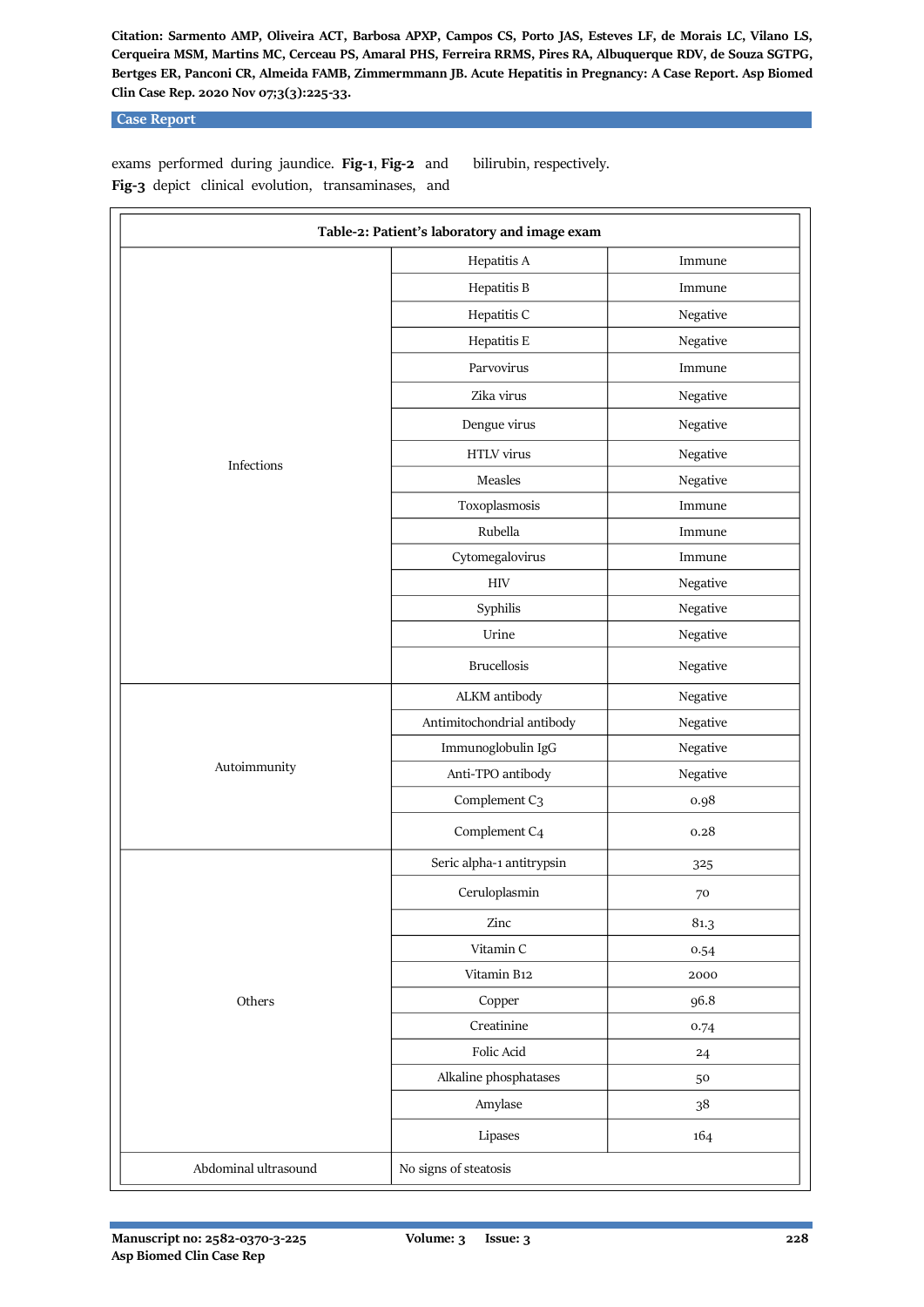exams performed during jaundice. **Fig-1**, **Fig-2** and **Fig-3** depict clinical evolution, transaminases, and bilirubin, respectively.

**Table-2: Patient's laboratory and image exam**

| | | |
|---|---|---|
| Infections | Hepatitis A | Immune |
| | Hepatitis B | Immune |
| | Hepatitis C | Negative |
| | Hepatitis E | Negative |
| | Parvovirus | Immune |
| | Zika virus | Negative |
| | Dengue virus | Negative |
| | HTLV virus | Negative |
| | Measles | Negative |
| | Toxoplasmosis | Immune |
| | Rubella | Immune |
| | Cytomegalovirus | Immune |
| | HIV | Negative |
| | Syphilis | Negative |
| | Urine | Negative |
| | Brucellosis | Negative |
| Autoimmunity | ALKM antibody | Negative |
| | Antimitochondrial antibody | Negative |
| | Immunoglobulin IgG | Negative |
| | Anti-TPO antibody | Negative |
| | Complement C3 | 0.98 |
| | Complement C4 | 0.28 |
| Others | Seric alpha-1 antitrypsin | 325 |
| | Ceruloplasmin | 70 |
| | Zinc | 81.3 |
| | Vitamin C | 0.54 |
| | Vitamin B12 | 2000 |
| | Copper | 96.8 |
| | Creatinine | 0.74 |
| | Folic Acid | 24 |
| | Alkaline phosphatases | 50 |
| | Amylase | 38 |
| | Lipases | 164 |
| Abdominal ultrasound | No signs of steatosis | |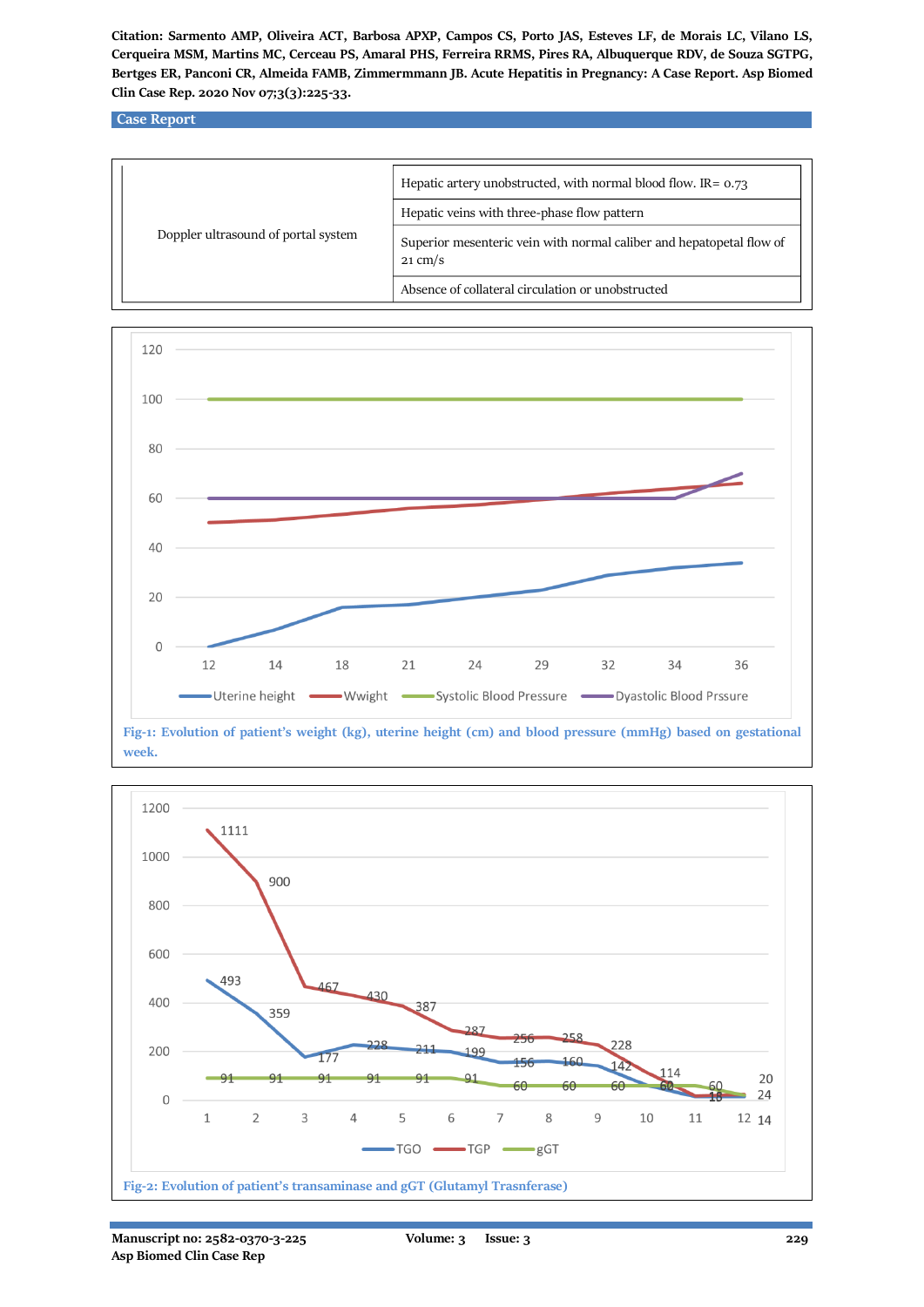| | |
|---|---|
| Doppler ultrasound of portal system | Hepatic artery unobstructed, with normal blood flow. IR= 0.73 |
| | Hepatic veins with three-phase flow pattern |
| | Superior mesenteric vein with normal caliber and hepatopetal flow of 21 cm/s |
| | Absence of collateral circulation or unobstructed |

Fig-1: Evolution of patient's weight (kg), uterine height (cm) and blood pressure (mmHg) based on gestational week.

Fig-2: Evolution of patient's transaminase and gGT (Glutamyl Trasnferase)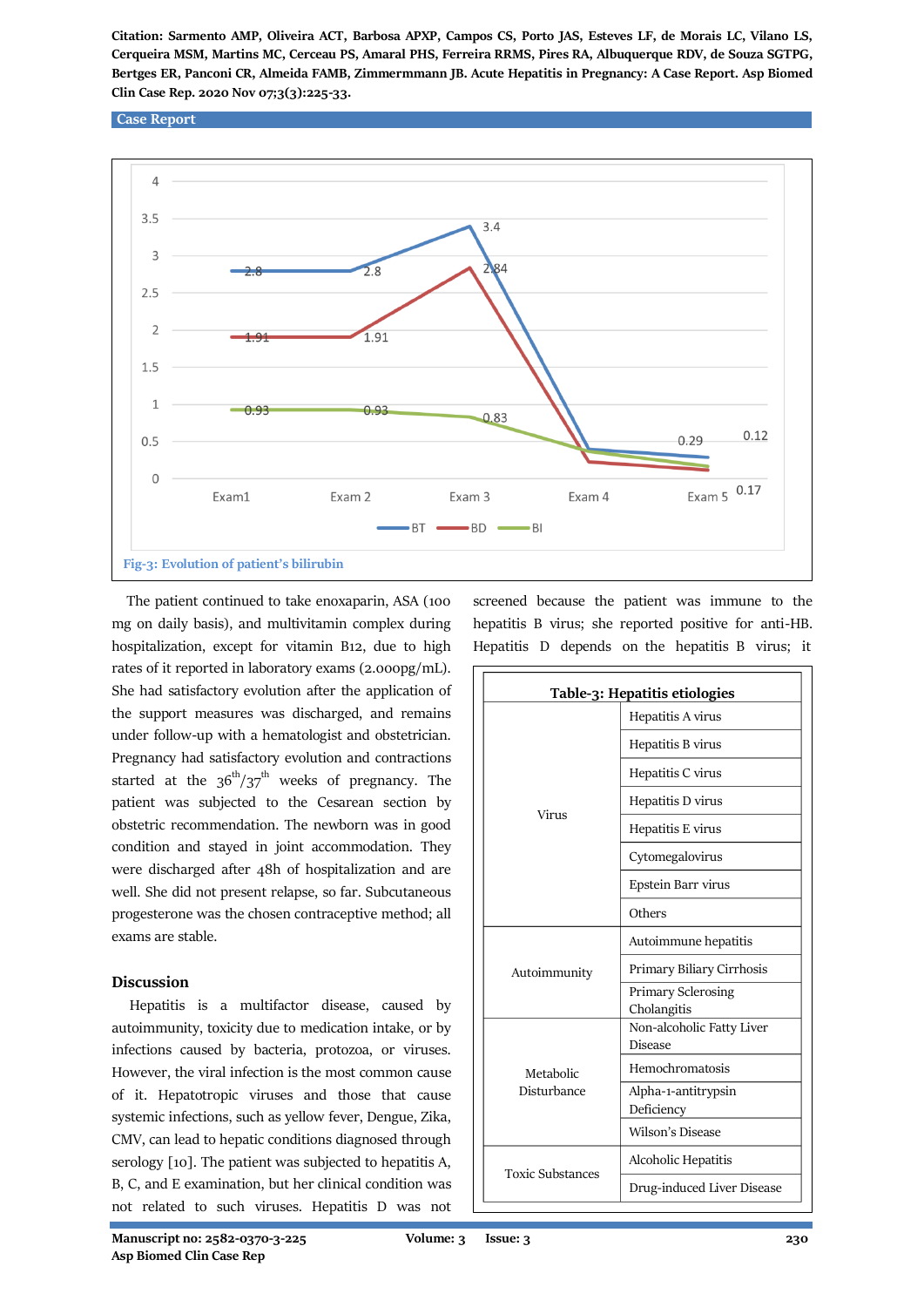Fig-3: Evolution of patient's bilirubin

The patient continued to take enoxaparin, ASA (100 mg on daily basis), and multivitamin complex during hospitalization, except for vitamin B12, due to high rates of it reported in laboratory exams (2.000pg/mL). She had satisfactory evolution after the application of the support measures was discharged, and remains under follow-up with a hematologist and obstetrician. Pregnancy had satisfactory evolution and contractions started at the 36th/37th weeks of pregnancy. The patient was subjected to the Cesarean section by obstetric recommendation. The newborn was in good condition and stayed in joint accommodation. They were discharged after 48h of hospitalization and are well. She did not present relapse, so far. Subcutaneous progesterone was the chosen contraceptive method; all exams are stable.

## Discussion

Hepatitis is a multifactor disease, caused by autoimmunity, toxicity due to medication intake, or by infections caused by bacteria, protozoa, or viruses. However, the viral infection is the most common cause of it. Hepatotropic viruses and those that cause systemic infections, such as yellow fever, Dengue, Zika, CMV, can lead to hepatic conditions diagnosed through serology [10]. The patient was subjected to hepatitis A, B, C, and E examination, but her clinical condition was not related to such viruses. Hepatitis D was not screened because the patient was immune to the hepatitis B virus; she reported positive for anti-HB. Hepatitis D depends on the hepatitis B virus; it

**Table-3: Hepatitis etiologies**

| | |
|---|---|
| Virus | Hepatitis A virus |
| | Hepatitis B virus |
| | Hepatitis C virus |
| | Hepatitis D virus |
| | Hepatitis E virus |
| | Cytomegalovirus |
| | Epstein Barr virus |
| | Others |
| Autoimmunity | Autoimmune hepatitis |
| | Primary Biliary Cirrhosis |
| | Primary Sclerosing Cholangitis |
| Metabolic Disturbance | Non-alcoholic Fatty Liver Disease |
| | Hemochromatosis |
| | Alpha-1-antitrypsin Deficiency |
| | Wilson's Disease |
| Toxic Substances | Alcoholic Hepatitis |
| | Drug-induced Liver Disease |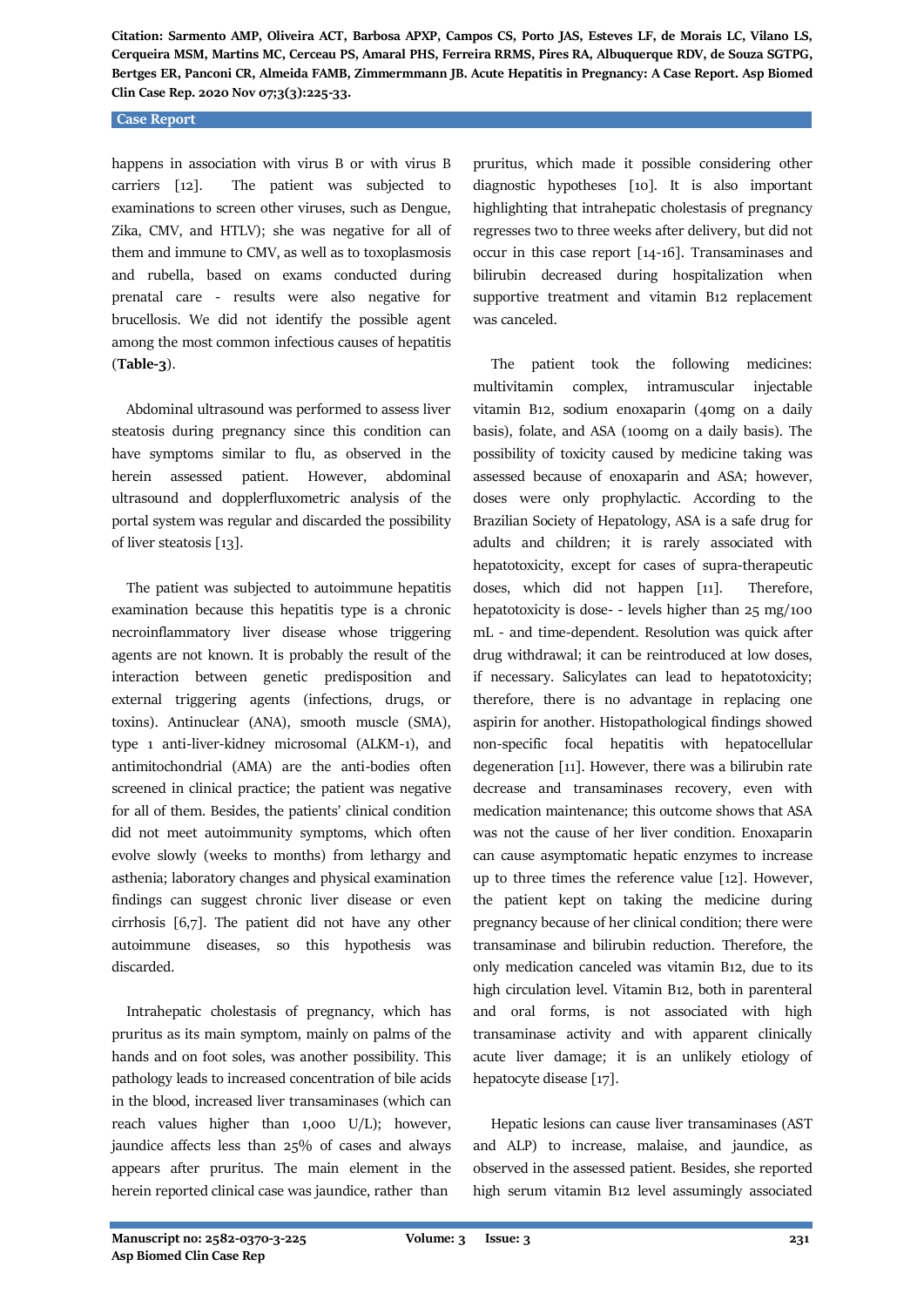happens in association with virus B or with virus B carriers [12]. The patient was subjected to examinations to screen other viruses, such as Dengue, Zika, CMV, and HTLV); she was negative for all of them and immune to CMV, as well as to toxoplasmosis and rubella, based on exams conducted during prenatal care - results were also negative for brucellosis. We did not identify the possible agent among the most common infectious causes of hepatitis (**Table-3**).

Abdominal ultrasound was performed to assess liver steatosis during pregnancy since this condition can have symptoms similar to flu, as observed in the herein assessed patient. However, abdominal ultrasound and dopplerfluxometric analysis of the portal system was regular and discarded the possibility of liver steatosis [13].

The patient was subjected to autoimmune hepatitis examination because this hepatitis type is a chronic necroinflammatory liver disease whose triggering agents are not known. It is probably the result of the interaction between genetic predisposition and external triggering agents (infections, drugs, or toxins). Antinuclear (ANA), smooth muscle (SMA), type 1 anti-liver-kidney microsomal (ALKM-1), and antimitochondrial (AMA) are the anti-bodies often screened in clinical practice; the patient was negative for all of them. Besides, the patients' clinical condition did not meet autoimmunity symptoms, which often evolve slowly (weeks to months) from lethargy and asthenia; laboratory changes and physical examination findings can suggest chronic liver disease or even cirrhosis [6,7]. The patient did not have any other autoimmune diseases, so this hypothesis was discarded.

Intrahepatic cholestasis of pregnancy, which has pruritus as its main symptom, mainly on palms of the hands and on foot soles, was another possibility. This pathology leads to increased concentration of bile acids in the blood, increased liver transaminases (which can reach values higher than 1,000 U/L); however, jaundice affects less than 25% of cases and always appears after pruritus. The main element in the herein reported clinical case was jaundice, rather than pruritus, which made it possible considering other diagnostic hypotheses [10]. It is also important highlighting that intrahepatic cholestasis of pregnancy regresses two to three weeks after delivery, but did not occur in this case report [14-16]. Transaminases and bilirubin decreased during hospitalization when supportive treatment and vitamin B12 replacement was canceled.

The patient took the following medicines: multivitamin complex, intramuscular injectable vitamin B12, sodium enoxaparin (40mg on a daily basis), folate, and ASA (100mg on a daily basis). The possibility of toxicity caused by medicine taking was assessed because of enoxaparin and ASA; however, doses were only prophylactic. According to the Brazilian Society of Hepatology, ASA is a safe drug for adults and children; it is rarely associated with hepatotoxicity, except for cases of supra-therapeutic doses, which did not happen [11]. Therefore, hepatotoxicity is dose- - levels higher than 25 mg/100 mL - and time-dependent. Resolution was quick after drug withdrawal; it can be reintroduced at low doses, if necessary. Salicylates can lead to hepatotoxicity; therefore, there is no advantage in replacing one aspirin for another. Histopathological findings showed non-specific focal hepatitis with hepatocellular degeneration [11]. However, there was a bilirubin rate decrease and transaminases recovery, even with medication maintenance; this outcome shows that ASA was not the cause of her liver condition. Enoxaparin can cause asymptomatic hepatic enzymes to increase up to three times the reference value [12]. However, the patient kept on taking the medicine during pregnancy because of her clinical condition; there were transaminase and bilirubin reduction. Therefore, the only medication canceled was vitamin B12, due to its high circulation level. Vitamin B12, both in parenteral and oral forms, is not associated with high transaminase activity and with apparent clinically acute liver damage; it is an unlikely etiology of hepatocyte disease [17].

Hepatic lesions can cause liver transaminases (AST and ALP) to increase, malaise, and jaundice, as observed in the assessed patient. Besides, she reported high serum vitamin B12 level assumingly associated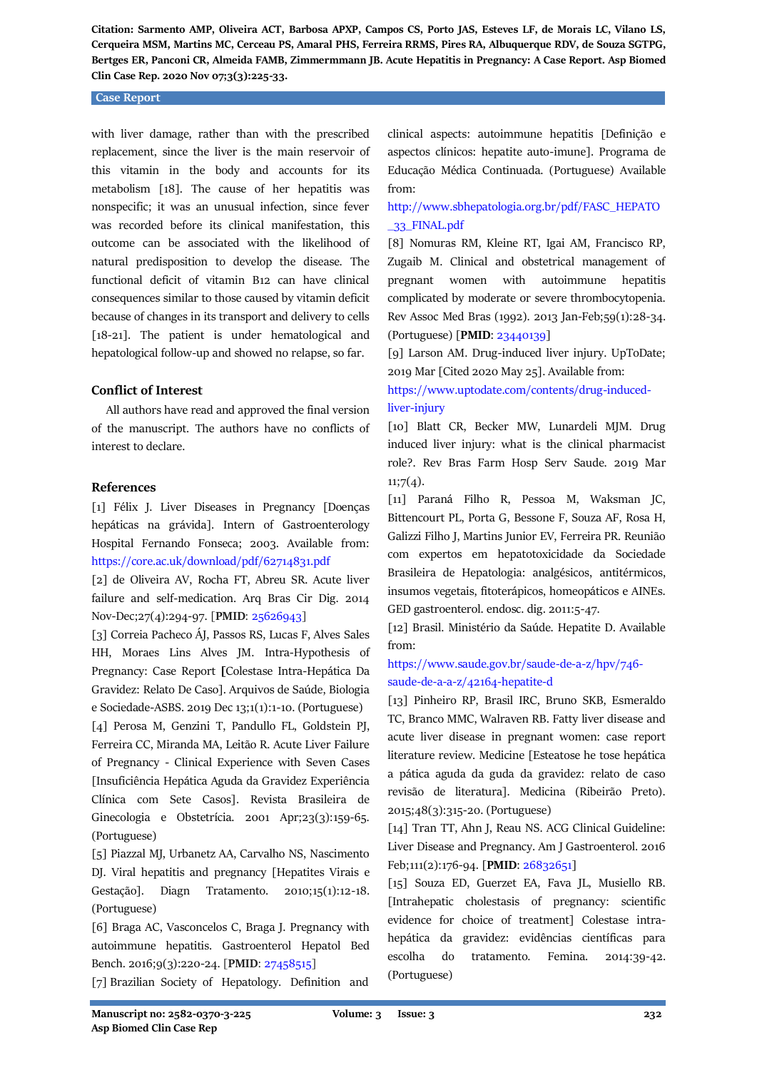with liver damage, rather than with the prescribed replacement, since the liver is the main reservoir of this vitamin in the body and accounts for its metabolism [18]. The cause of her hepatitis was nonspecific; it was an unusual infection, since fever was recorded before its clinical manifestation, this outcome can be associated with the likelihood of natural predisposition to develop the disease. The functional deficit of vitamin B12 can have clinical consequences similar to those caused by vitamin deficit because of changes in its transport and delivery to cells [18-21]. The patient is under hematological and hepatological follow-up and showed no relapse, so far.

## Conflict of Interest

All authors have read and approved the final version of the manuscript. The authors have no conflicts of interest to declare.

## References

[1] Félix J. Liver Diseases in Pregnancy [Doenças hepáticas na grávida]. Intern of Gastroenterology Hospital Fernando Fonseca; 2003. Available from: https://core.ac.uk/download/pdf/62714831.pdf

[2] de Oliveira AV, Rocha FT, Abreu SR. Acute liver failure and self-medication. Arq Bras Cir Dig. 2014 Nov-Dec;27(4):294-97. [**PMID**: 25626943]

[3] Correia Pacheco ÁJ, Passos RS, Lucas F, Alves Sales HH, Moraes Lins Alves JM. Intra-Hypothesis of Pregnancy: Case Report **[**Colestase Intra-Hepática Da Gravidez: Relato De Caso]. Arquivos de Saúde, Biologia e Sociedade-ASBS. 2019 Dec 13;1(1):1-10. (Portuguese)

[4] Perosa M, Genzini T, Pandullo FL, Goldstein PJ, Ferreira CC, Miranda MA, Leitão R. Acute Liver Failure of Pregnancy - Clinical Experience with Seven Cases [Insuficiência Hepática Aguda da Gravidez Experiência Clínica com Sete Casos]. Revista Brasileira de Ginecologia e Obstetrícia. 2001 Apr;23(3):159-65. (Portuguese)

[5] Piazzal MJ, Urbanetz AA, Carvalho NS, Nascimento DJ. Viral hepatitis and pregnancy [Hepatites Virais e Gestação]. Diagn Tratamento. 2010;15(1):12-18. (Portuguese)

[6] Braga AC, Vasconcelos C, Braga J. Pregnancy with autoimmune hepatitis. Gastroenterol Hepatol Bed Bench. 2016;9(3):220-24. [**PMID**: 27458515]

[7] Brazilian Society of Hepatology. Definition and clinical aspects: autoimmune hepatitis [Definição e aspectos clínicos: hepatite auto-imune]. Programa de Educação Médica Continuada. (Portuguese) Available from: http://www.sbhepatologia.org.br/pdf/FASC_HEPATO_33_FINAL.pdf

[8] Nomuras RM, Kleine RT, Igai AM, Francisco RP, Zugaib M. Clinical and obstetrical management of pregnant women with autoimmune hepatitis complicated by moderate or severe thrombocytopenia. Rev Assoc Med Bras (1992). 2013 Jan-Feb;59(1):28-34. (Portuguese) [**PMID**: 23440139]

[9] Larson AM. Drug-induced liver injury. UpToDate; 2019 Mar [Cited 2020 May 25]. Available from: https://www.uptodate.com/contents/drug-induced-liver-injury

[10] Blatt CR, Becker MW, Lunardeli MJM. Drug induced liver injury: what is the clinical pharmacist role?. Rev Bras Farm Hosp Serv Saude. 2019 Mar 11;7(4).

[11] Paraná Filho R, Pessoa M, Waksman JC, Bittencourt PL, Porta G, Bessone F, Souza AF, Rosa H, Galizzi Filho J, Martins Junior EV, Ferreira PR. Reunião com expertos em hepatotoxicidade da Sociedade Brasileira de Hepatologia: analgésicos, antitérmicos, insumos vegetais, fitoterápicos, homeopáticos e AINEs. GED gastroenterol. endosc. dig. 2011:5-47.

[12] Brasil. Ministério da Saúde. Hepatite D. Available from: https://www.saude.gov.br/saude-de-a-z/hpv/746-saude-de-a-a-z/42164-hepatite-d

[13] Pinheiro RP, Brasil IRC, Bruno SKB, Esmeraldo TC, Branco MMC, Walraven RB. Fatty liver disease and acute liver disease in pregnant women: case report literature review. Medicine [Esteatose he tose hepática a pática aguda da guda da gravidez: relato de caso revisão de literatura]. Medicina (Ribeirão Preto). 2015;48(3):315-20. (Portuguese)

[14] Tran TT, Ahn J, Reau NS. ACG Clinical Guideline: Liver Disease and Pregnancy. Am J Gastroenterol. 2016 Feb;111(2):176-94. [**PMID**: 26832651]

[15] Souza ED, Guerzet EA, Fava JL, Musiello RB. [Intrahepatic cholestasis of pregnancy: scientific evidence for choice of treatment] Colestase intra-hepática da gravidez: evidências científicas para escolha do tratamento. Femina. 2014:39-42. (Portuguese)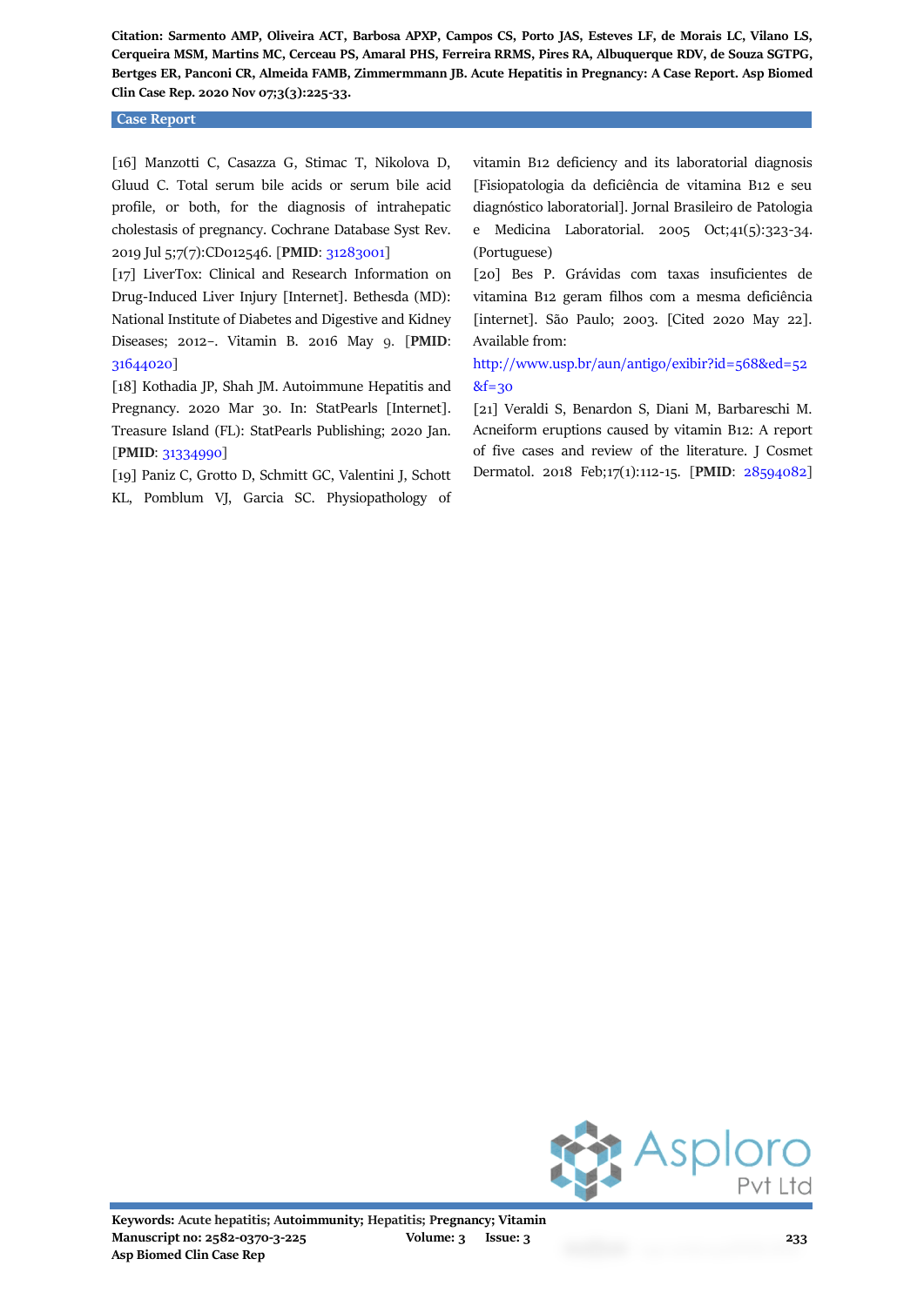[16] Manzotti C, Casazza G, Stimac T, Nikolova D, Gluud C. Total serum bile acids or serum bile acid profile, or both, for the diagnosis of intrahepatic cholestasis of pregnancy. Cochrane Database Syst Rev. 2019 Jul 5;7(7):CD012546. [**PMID**: 31283001]

[17] LiverTox: Clinical and Research Information on Drug-Induced Liver Injury [Internet]. Bethesda (MD): National Institute of Diabetes and Digestive and Kidney Diseases; 2012-. Vitamin B. 2016 May 9. [**PMID**: 31644020]

[18] Kothadia JP, Shah JM. Autoimmune Hepatitis and Pregnancy. 2020 Mar 30. In: StatPearls [Internet]. Treasure Island (FL): StatPearls Publishing; 2020 Jan. [**PMID**: 31334990]

[19] Paniz C, Grotto D, Schmitt GC, Valentini J, Schott KL, Pomblum VJ, Garcia SC. Physiopathology of vitamin B12 deficiency and its laboratorial diagnosis [Fisiopatologia da deficiência de vitamina B12 e seu diagnóstico laboratorial]. Jornal Brasileiro de Patologia e Medicina Laboratorial. 2005 Oct;41(5):323-34. (Portuguese)

[20] Bes P. Grávidas com taxas insuficientes de vitamina B12 geram filhos com a mesma deficiência [internet]. São Paulo; 2003. [Cited 2020 May 22]. Available from: http://www.usp.br/aun/antigo/exibir?id=568&ed=52&f=30

[21] Veraldi S, Benardon S, Diani M, Barbareschi M. Acneiform eruptions caused by vitamin B12: A report of five cases and review of the literature. J Cosmet Dermatol. 2018 Feb;17(1):112-15. [**PMID**: 28594082]

**Keywords:** Acute hepatitis; Autoimmunity; Hepatitis; Pregnancy; Vitamin